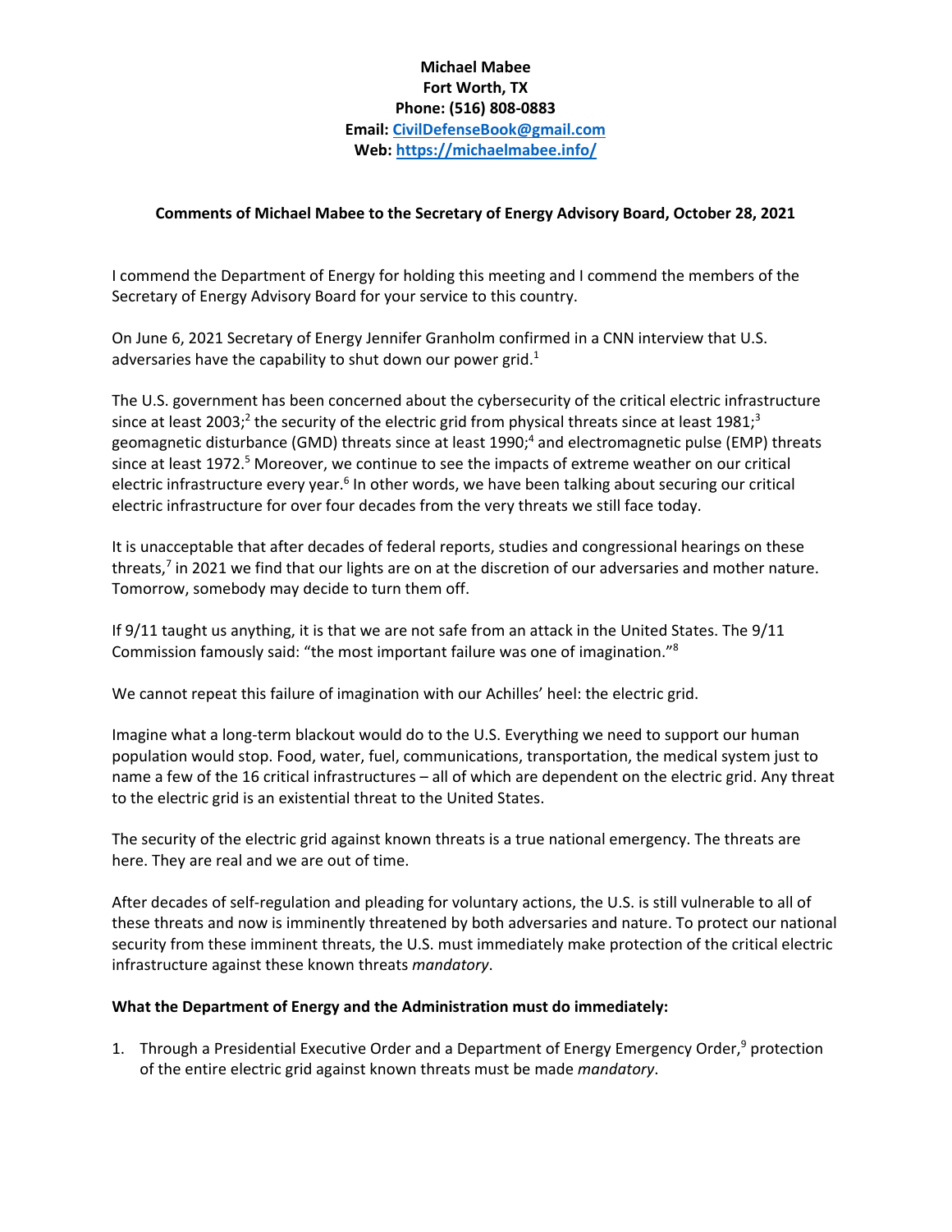**Michael Mabee**
**Fort Worth, TX**
**Phone: (516) 808-0883**
**Email: [CivilDefenseBook@gmail.com](mailto:CivilDefenseBook@gmail.com)**
**Web: [https://michaelmabee.info/](https://michaelmabee.info/)**

**Comments of Michael Mabee to the Secretary of Energy Advisory Board, October 28, 2021**

I commend the Department of Energy for holding this meeting and I commend the members of the Secretary of Energy Advisory Board for your service to this country.

On June 6, 2021 Secretary of Energy Jennifer Granholm confirmed in a CNN interview that U.S. adversaries have the capability to shut down our power grid.[1]

The U.S. government has been concerned about the cybersecurity of the critical electric infrastructure since at least 2003;[2] the security of the electric grid from physical threats since at least 1981;[3] geomagnetic disturbance (GMD) threats since at least 1990;[4] and electromagnetic pulse (EMP) threats since at least 1972.[5] Moreover, we continue to see the impacts of extreme weather on our critical electric infrastructure every year.[6] In other words, we have been talking about securing our critical electric infrastructure for over four decades from the very threats we still face today.

It is unacceptable that after decades of federal reports, studies and congressional hearings on these threats,[7] in 2021 we find that our lights are on at the discretion of our adversaries and mother nature. Tomorrow, somebody may decide to turn them off.

If 9/11 taught us anything, it is that we are not safe from an attack in the United States. The 9/11 Commission famously said: "the most important failure was one of imagination."[8]

We cannot repeat this failure of imagination with our Achilles' heel: the electric grid.

Imagine what a long-term blackout would do to the U.S. Everything we need to support our human population would stop. Food, water, fuel, communications, transportation, the medical system just to name a few of the 16 critical infrastructures – all of which are dependent on the electric grid. Any threat to the electric grid is an existential threat to the United States.

The security of the electric grid against known threats is a true national emergency. The threats are here. They are real and we are out of time.

After decades of self-regulation and pleading for voluntary actions, the U.S. is still vulnerable to all of these threats and now is imminently threatened by both adversaries and nature. To protect our national security from these imminent threats, the U.S. must immediately make protection of the critical electric infrastructure against these known threats *mandatory*.

**What the Department of Energy and the Administration must do immediately:**

1. Through a Presidential Executive Order and a Department of Energy Emergency Order,[9] protection of the entire electric grid against known threats must be made *mandatory*.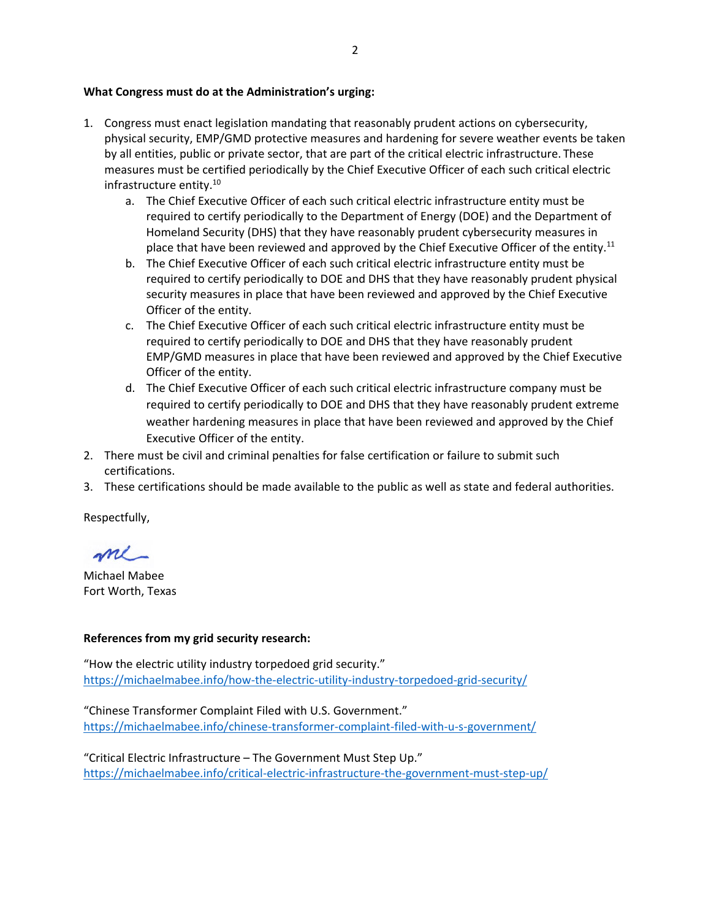**What Congress must do at the Administration's urging:**

1. Congress must enact legislation mandating that reasonably prudent actions on cybersecurity, physical security, EMP/GMD protective measures and hardening for severe weather events be taken by all entities, public or private sector, that are part of the critical electric infrastructure. These measures must be certified periodically by the Chief Executive Officer of each such critical electric infrastructure entity.[10]
    a. The Chief Executive Officer of each such critical electric infrastructure entity must be required to certify periodically to the Department of Energy (DOE) and the Department of Homeland Security (DHS) that they have reasonably prudent cybersecurity measures in place that have been reviewed and approved by the Chief Executive Officer of the entity.[11]
    b. The Chief Executive Officer of each such critical electric infrastructure entity must be required to certify periodically to DOE and DHS that they have reasonably prudent physical security measures in place that have been reviewed and approved by the Chief Executive Officer of the entity.
    c. The Chief Executive Officer of each such critical electric infrastructure entity must be required to certify periodically to DOE and DHS that they have reasonably prudent EMP/GMD measures in place that have been reviewed and approved by the Chief Executive Officer of the entity.
    d. The Chief Executive Officer of each such critical electric infrastructure company must be required to certify periodically to DOE and DHS that they have reasonably prudent extreme weather hardening measures in place that have been reviewed and approved by the Chief Executive Officer of the entity.
2. There must be civil and criminal penalties for false certification or failure to submit such certifications.
3. These certifications should be made available to the public as well as state and federal authorities.

Respectfully,

Michael Mabee
Fort Worth, Texas

**References from my grid security research:**

"How the electric utility industry torpedoed grid security."
https://michaelmabee.info/how-the-electric-utility-industry-torpedoed-grid-security/

"Chinese Transformer Complaint Filed with U.S. Government."
https://michaelmabee.info/chinese-transformer-complaint-filed-with-u-s-government/

"Critical Electric Infrastructure – The Government Must Step Up."
https://michaelmabee.info/critical-electric-infrastructure-the-government-must-step-up/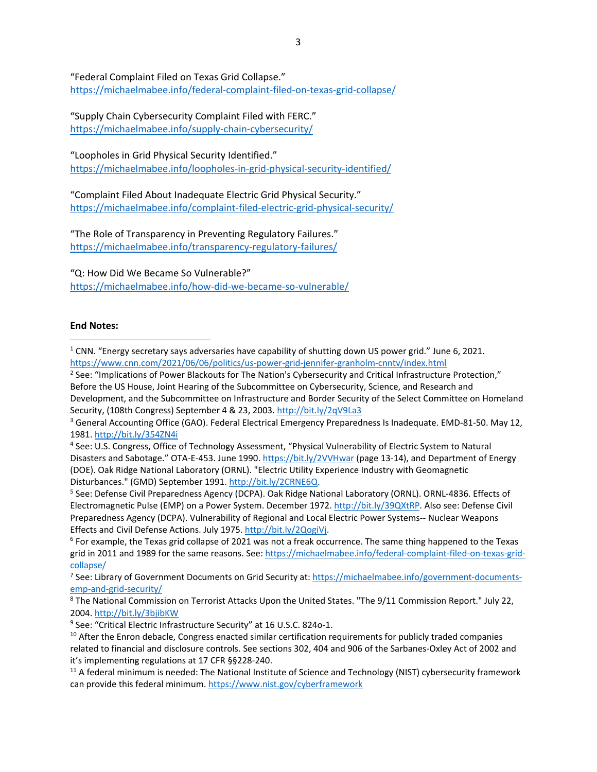"Federal Complaint Filed on Texas Grid Collapse."
https://michaelmabee.info/federal-complaint-filed-on-texas-grid-collapse/

"Supply Chain Cybersecurity Complaint Filed with FERC."
https://michaelmabee.info/supply-chain-cybersecurity/

"Loopholes in Grid Physical Security Identified."
https://michaelmabee.info/loopholes-in-grid-physical-security-identified/

"Complaint Filed About Inadequate Electric Grid Physical Security."
https://michaelmabee.info/complaint-filed-electric-grid-physical-security/

"The Role of Transparency in Preventing Regulatory Failures."
https://michaelmabee.info/transparency-regulatory-failures/

"Q: How Did We Became So Vulnerable?"
https://michaelmabee.info/how-did-we-became-so-vulnerable/

**End Notes:**

---

[1] CNN. "Energy secretary says adversaries have capability of shutting down US power grid." June 6, 2021. https://www.cnn.com/2021/06/06/politics/us-power-grid-jennifer-granholm-cnntv/index.html

[2] See: "Implications of Power Blackouts for The Nation's Cybersecurity and Critical Infrastructure Protection," Before the US House, Joint Hearing of the Subcommittee on Cybersecurity, Science, and Research and Development, and the Subcommittee on Infrastructure and Border Security of the Select Committee on Homeland Security, (108th Congress) September 4 & 23, 2003. http://bit.ly/2qV9La3

[3] General Accounting Office (GAO). Federal Electrical Emergency Preparedness Is Inadequate. EMD-81-50. May 12, 1981. http://bit.ly/354ZN4i

[4] See: U.S. Congress, Office of Technology Assessment, "Physical Vulnerability of Electric System to Natural Disasters and Sabotage." OTA-E-453. June 1990. https://bit.ly/2VVHwar (page 13-14), and Department of Energy (DOE). Oak Ridge National Laboratory (ORNL). "Electric Utility Experience Industry with Geomagnetic Disturbances." (GMD) September 1991. http://bit.ly/2CRNE6Q.

[5] See: Defense Civil Preparedness Agency (DCPA). Oak Ridge National Laboratory (ORNL). ORNL-4836. Effects of Electromagnetic Pulse (EMP) on a Power System. December 1972. http://bit.ly/39QXtRP. Also see: Defense Civil Preparedness Agency (DCPA). Vulnerability of Regional and Local Electric Power Systems-- Nuclear Weapons Effects and Civil Defense Actions. July 1975. http://bit.ly/2QogiVj.

[6] For example, the Texas grid collapse of 2021 was not a freak occurrence. The same thing happened to the Texas grid in 2011 and 1989 for the same reasons. See: https://michaelmabee.info/federal-complaint-filed-on-texas-grid-collapse/

[7] See: Library of Government Documents on Grid Security at: https://michaelmabee.info/government-documents-emp-and-grid-security/

[8] The National Commission on Terrorist Attacks Upon the United States. "The 9/11 Commission Report." July 22, 2004. http://bit.ly/3bjibKW

[9] See: "Critical Electric Infrastructure Security" at 16 U.S.C. 824o-1.

[10] After the Enron debacle, Congress enacted similar certification requirements for publicly traded companies related to financial and disclosure controls. See sections 302, 404 and 906 of the Sarbanes-Oxley Act of 2002 and it's implementing regulations at 17 CFR §§228-240.

[11] A federal minimum is needed: The National Institute of Science and Technology (NIST) cybersecurity framework can provide this federal minimum. https://www.nist.gov/cyberframework